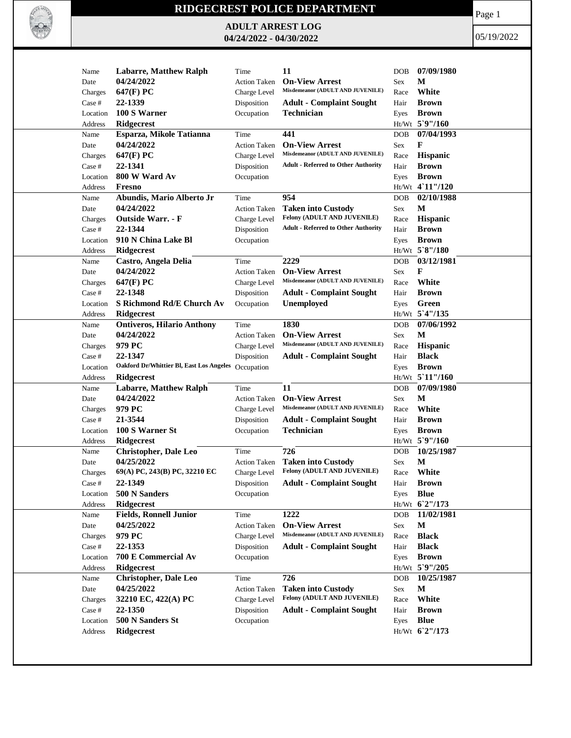# RIDGECREST POLICE DEPARTMENT

## ADULT ARREST LOG
## 04/24/2022 - 04/30/2022

05/19/2022

| Field | Value | Field | Value | Field | Value |
|---|---|---|---|---|---|
| Name | **Labarre, Matthew Ralph** | Time | **11** | DOB | **07/09/1980** |
| Date | **04/24/2022** | Action Taken | **On-View Arrest** | Sex | **M** |
| Charges | **647(F) PC** | Charge Level | **Misdemeanor (ADULT AND JUVENILE)** | Race | **White** |
| Case # | **22-1339** | Disposition | **Adult - Complaint Sought** | Hair | **Brown** |
| Location | **100 S Warner** | Occupation | **Technician** | Eyes | **Brown** |
| Address | **Ridgecrest** | | | Ht/Wt | **5`9"/160** |

| Field | Value | Field | Value | Field | Value |
|---|---|---|---|---|---|
| Name | **Esparza, Mikole Tatianna** | Time | **441** | DOB | **07/04/1993** |
| Date | **04/24/2022** | Action Taken | **On-View Arrest** | Sex | **F** |
| Charges | **647(F) PC** | Charge Level | **Misdemeanor (ADULT AND JUVENILE)** | Race | **Hispanic** |
| Case # | **22-1341** | Disposition | **Adult - Referred to Other Authority** | Hair | **Brown** |
| Location | **800 W Ward Av** | Occupation | | Eyes | **Brown** |
| Address | **Fresno** | | | Ht/Wt | **4`11"/120** |

| Field | Value | Field | Value | Field | Value |
|---|---|---|---|---|---|
| Name | **Abundis, Mario Alberto Jr** | Time | **954** | DOB | **02/10/1988** |
| Date | **04/24/2022** | Action Taken | **Taken into Custody** | Sex | **M** |
| Charges | **Outside Warr. - F** | Charge Level | **Felony (ADULT AND JUVENILE)** | Race | **Hispanic** |
| Case # | **22-1344** | Disposition | **Adult - Referred to Other Authority** | Hair | **Brown** |
| Location | **910 N China Lake Bl** | Occupation | | Eyes | **Brown** |
| Address | **Ridgecrest** | | | Ht/Wt | **5`8"/180** |

| Field | Value | Field | Value | Field | Value |
|---|---|---|---|---|---|
| Name | **Castro, Angela Delia** | Time | **2229** | DOB | **03/12/1981** |
| Date | **04/24/2022** | Action Taken | **On-View Arrest** | Sex | **F** |
| Charges | **647(F) PC** | Charge Level | **Misdemeanor (ADULT AND JUVENILE)** | Race | **White** |
| Case # | **22-1348** | Disposition | **Adult - Complaint Sought** | Hair | **Brown** |
| Location | **S Richmond Rd/E Church Av** | Occupation | **Unemployed** | Eyes | **Green** |
| Address | **Ridgecrest** | | | Ht/Wt | **5`4"/135** |

| Field | Value | Field | Value | Field | Value |
|---|---|---|---|---|---|
| Name | **Ontiveros, Hilario Anthony** | Time | **1830** | DOB | **07/06/1992** |
| Date | **04/24/2022** | Action Taken | **On-View Arrest** | Sex | **M** |
| Charges | **979 PC** | Charge Level | **Misdemeanor (ADULT AND JUVENILE)** | Race | **Hispanic** |
| Case # | **22-1347** | Disposition | **Adult - Complaint Sought** | Hair | **Black** |
| Location | **Oakford Dr/Whittier Bl, East Los Angeles** | Occupation | | Eyes | **Brown** |
| Address | **Ridgecrest** | | | Ht/Wt | **5`11"/160** |

| Field | Value | Field | Value | Field | Value |
|---|---|---|---|---|---|
| Name | **Labarre, Matthew Ralph** | Time | **11** | DOB | **07/09/1980** |
| Date | **04/24/2022** | Action Taken | **On-View Arrest** | Sex | **M** |
| Charges | **979 PC** | Charge Level | **Misdemeanor (ADULT AND JUVENILE)** | Race | **White** |
| Case # | **21-3544** | Disposition | **Adult - Complaint Sought** | Hair | **Brown** |
| Location | **100 S Warner St** | Occupation | **Technician** | Eyes | **Brown** |
| Address | **Ridgecrest** | | | Ht/Wt | **5`9"/160** |

| Field | Value | Field | Value | Field | Value |
|---|---|---|---|---|---|
| Name | **Christopher, Dale Leo** | Time | **726** | DOB | **10/25/1987** |
| Date | **04/25/2022** | Action Taken | **Taken into Custody** | Sex | **M** |
| Charges | **69(A) PC, 243(B) PC, 32210 EC** | Charge Level | **Felony (ADULT AND JUVENILE)** | Race | **White** |
| Case # | **22-1349** | Disposition | **Adult - Complaint Sought** | Hair | **Brown** |
| Location | **500 N Sanders** | Occupation | | Eyes | **Blue** |
| Address | **Ridgecrest** | | | Ht/Wt | **6`2"/173** |

| Field | Value | Field | Value | Field | Value |
|---|---|---|---|---|---|
| Name | **Fields, Ronnell Junior** | Time | **1222** | DOB | **11/02/1981** |
| Date | **04/25/2022** | Action Taken | **On-View Arrest** | Sex | **M** |
| Charges | **979 PC** | Charge Level | **Misdemeanor (ADULT AND JUVENILE)** | Race | **Black** |
| Case # | **22-1353** | Disposition | **Adult - Complaint Sought** | Hair | **Black** |
| Location | **700 E Commercial Av** | Occupation | | Eyes | **Brown** |
| Address | **Ridgecrest** | | | Ht/Wt | **5`9"/205** |

| Field | Value | Field | Value | Field | Value |
|---|---|---|---|---|---|
| Name | **Christopher, Dale Leo** | Time | **726** | DOB | **10/25/1987** |
| Date | **04/25/2022** | Action Taken | **Taken into Custody** | Sex | **M** |
| Charges | **32210 EC, 422(A) PC** | Charge Level | **Felony (ADULT AND JUVENILE)** | Race | **White** |
| Case # | **22-1350** | Disposition | **Adult - Complaint Sought** | Hair | **Brown** |
| Location | **500 N Sanders St** | Occupation | | Eyes | **Blue** |
| Address | **Ridgecrest** | | | Ht/Wt | **6`2"/173** |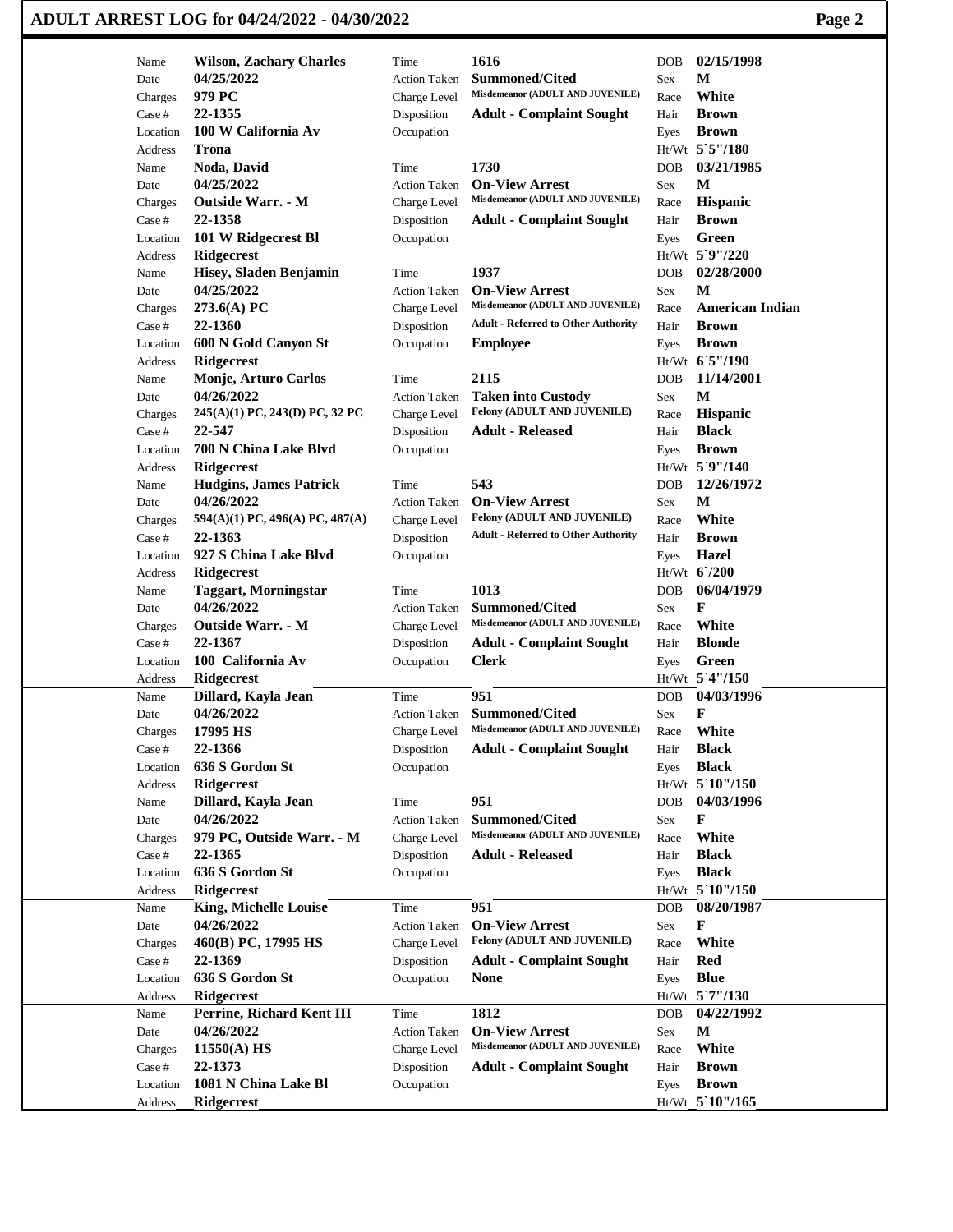# ADULT ARREST LOG for 04/24/2022 - 04/30/2022

| Field | Value | Field | Value | Field | Value |
|---|---|---|---|---|---|
| Name | **Wilson, Zachary Charles** | Time | **1616** | DOB | **02/15/1998** |
| Date | **04/25/2022** | Action Taken | **Summoned/Cited** | Sex | **M** |
| Charges | **979 PC** | Charge Level | **Misdemeanor (ADULT AND JUVENILE)** | Race | **White** |
| Case # | **22-1355** | Disposition | **Adult - Complaint Sought** | Hair | **Brown** |
| Location | **100 W California Av** | Occupation | | Eyes | **Brown** |
| Address | **Trona** | | | Ht/Wt | **5`5"/180** |

| Field | Value | Field | Value | Field | Value |
|---|---|---|---|---|---|
| Name | **Noda, David** | Time | **1730** | DOB | **03/21/1985** |
| Date | **04/25/2022** | Action Taken | **On-View Arrest** | Sex | **M** |
| Charges | **Outside Warr. - M** | Charge Level | **Misdemeanor (ADULT AND JUVENILE)** | Race | **Hispanic** |
| Case # | **22-1358** | Disposition | **Adult - Complaint Sought** | Hair | **Brown** |
| Location | **101 W Ridgecrest Bl** | Occupation | | Eyes | **Green** |
| Address | **Ridgecrest** | | | Ht/Wt | **5`9"/220** |

| Field | Value | Field | Value | Field | Value |
|---|---|---|---|---|---|
| Name | **Hisey, Sladen Benjamin** | Time | **1937** | DOB | **02/28/2000** |
| Date | **04/25/2022** | Action Taken | **On-View Arrest** | Sex | **M** |
| Charges | **273.6(A) PC** | Charge Level | **Misdemeanor (ADULT AND JUVENILE)** | Race | **American Indian** |
| Case # | **22-1360** | Disposition | **Adult - Referred to Other Authority** | Hair | **Brown** |
| Location | **600 N Gold Canyon St** | Occupation | **Employee** | Eyes | **Brown** |
| Address | **Ridgecrest** | | | Ht/Wt | **6`5"/190** |

| Field | Value | Field | Value | Field | Value |
|---|---|---|---|---|---|
| Name | **Monje, Arturo Carlos** | Time | **2115** | DOB | **11/14/2001** |
| Date | **04/26/2022** | Action Taken | **Taken into Custody** | Sex | **M** |
| Charges | **245(A)(1) PC, 243(D) PC, 32 PC** | Charge Level | **Felony (ADULT AND JUVENILE)** | Race | **Hispanic** |
| Case # | **22-547** | Disposition | **Adult - Released** | Hair | **Black** |
| Location | **700 N China Lake Blvd** | Occupation | | Eyes | **Brown** |
| Address | **Ridgecrest** | | | Ht/Wt | **5`9"/140** |

| Field | Value | Field | Value | Field | Value |
|---|---|---|---|---|---|
| Name | **Hudgins, James Patrick** | Time | **543** | DOB | **12/26/1972** |
| Date | **04/26/2022** | Action Taken | **On-View Arrest** | Sex | **M** |
| Charges | **594(A)(1) PC, 496(A) PC, 487(A)** | Charge Level | **Felony (ADULT AND JUVENILE)** | Race | **White** |
| Case # | **22-1363** | Disposition | **Adult - Referred to Other Authority** | Hair | **Brown** |
| Location | **927 S China Lake Blvd** | Occupation | | Eyes | **Hazel** |
| Address | **Ridgecrest** | | | Ht/Wt | **6`/200** |

| Field | Value | Field | Value | Field | Value |
|---|---|---|---|---|---|
| Name | **Taggart, Morningstar** | Time | **1013** | DOB | **06/04/1979** |
| Date | **04/26/2022** | Action Taken | **Summoned/Cited** | Sex | **F** |
| Charges | **Outside Warr. - M** | Charge Level | **Misdemeanor (ADULT AND JUVENILE)** | Race | **White** |
| Case # | **22-1367** | Disposition | **Adult - Complaint Sought** | Hair | **Blonde** |
| Location | **100 California Av** | Occupation | **Clerk** | Eyes | **Green** |
| Address | **Ridgecrest** | | | Ht/Wt | **5`4"/150** |

| Field | Value | Field | Value | Field | Value |
|---|---|---|---|---|---|
| Name | **Dillard, Kayla Jean** | Time | **951** | DOB | **04/03/1996** |
| Date | **04/26/2022** | Action Taken | **Summoned/Cited** | Sex | **F** |
| Charges | **17995 HS** | Charge Level | **Misdemeanor (ADULT AND JUVENILE)** | Race | **White** |
| Case # | **22-1366** | Disposition | **Adult - Complaint Sought** | Hair | **Black** |
| Location | **636 S Gordon St** | Occupation | | Eyes | **Black** |
| Address | **Ridgecrest** | | | Ht/Wt | **5`10"/150** |

| Field | Value | Field | Value | Field | Value |
|---|---|---|---|---|---|
| Name | **Dillard, Kayla Jean** | Time | **951** | DOB | **04/03/1996** |
| Date | **04/26/2022** | Action Taken | **Summoned/Cited** | Sex | **F** |
| Charges | **979 PC, Outside Warr. - M** | Charge Level | **Misdemeanor (ADULT AND JUVENILE)** | Race | **White** |
| Case # | **22-1365** | Disposition | **Adult - Released** | Hair | **Black** |
| Location | **636 S Gordon St** | Occupation | | Eyes | **Black** |
| Address | **Ridgecrest** | | | Ht/Wt | **5`10"/150** |

| Field | Value | Field | Value | Field | Value |
|---|---|---|---|---|---|
| Name | **King, Michelle Louise** | Time | **951** | DOB | **08/20/1987** |
| Date | **04/26/2022** | Action Taken | **On-View Arrest** | Sex | **F** |
| Charges | **460(B) PC, 17995 HS** | Charge Level | **Felony (ADULT AND JUVENILE)** | Race | **White** |
| Case # | **22-1369** | Disposition | **Adult - Complaint Sought** | Hair | **Red** |
| Location | **636 S Gordon St** | Occupation | **None** | Eyes | **Blue** |
| Address | **Ridgecrest** | | | Ht/Wt | **5`7"/130** |

| Field | Value | Field | Value | Field | Value |
|---|---|---|---|---|---|
| Name | **Perrine, Richard Kent III** | Time | **1812** | DOB | **04/22/1992** |
| Date | **04/26/2022** | Action Taken | **On-View Arrest** | Sex | **M** |
| Charges | **11550(A) HS** | Charge Level | **Misdemeanor (ADULT AND JUVENILE)** | Race | **White** |
| Case # | **22-1373** | Disposition | **Adult - Complaint Sought** | Hair | **Brown** |
| Location | **1081 N China Lake Bl** | Occupation | | Eyes | **Brown** |
| Address | **Ridgecrest** | | | Ht/Wt | **5`10"/165** |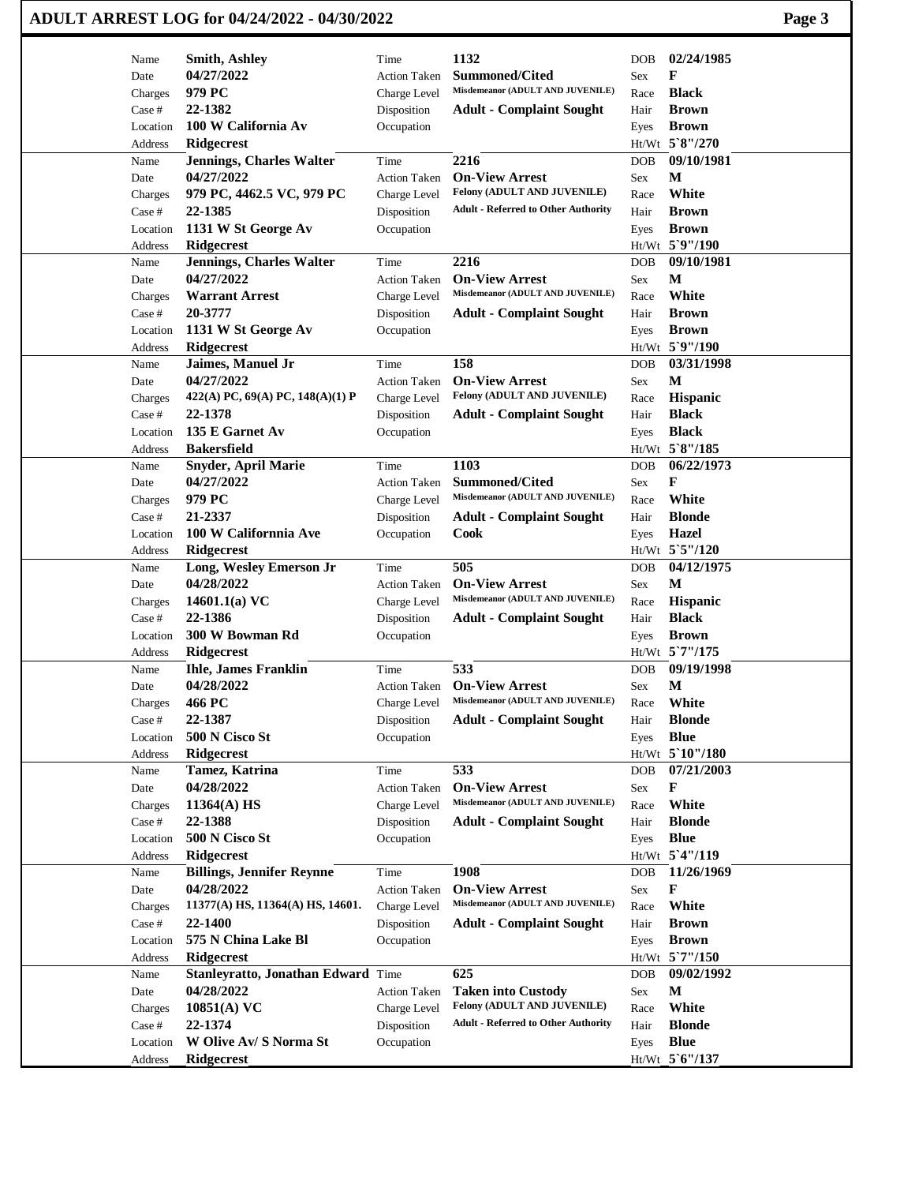# ADULT ARREST LOG for 04/24/2022 - 04/30/2022

| Name | Smith, Ashley | Time | 1132 | DOB | 02/24/1985 |
|---|---|---|---|---|---|
| Date | 04/27/2022 | Action Taken | Summoned/Cited | Sex | F |
| Charges | 979 PC | Charge Level | Misdemeanor (ADULT AND JUVENILE) | Race | Black |
| Case # | 22-1382 | Disposition | Adult - Complaint Sought | Hair | Brown |
| Location | 100 W California Av | Occupation | | Eyes | Brown |
| Address | Ridgecrest | | | Ht/Wt | 5`8"/270 |

| Name | Jennings, Charles Walter | Time | 2216 | DOB | 09/10/1981 |
|---|---|---|---|---|---|
| Date | 04/27/2022 | Action Taken | On-View Arrest | Sex | M |
| Charges | 979 PC, 4462.5 VC, 979 PC | Charge Level | Felony (ADULT AND JUVENILE) | Race | White |
| Case # | 22-1385 | Disposition | Adult - Referred to Other Authority | Hair | Brown |
| Location | 1131 W St George Av | Occupation | | Eyes | Brown |
| Address | Ridgecrest | | | Ht/Wt | 5`9"/190 |

| Name | Jennings, Charles Walter | Time | 2216 | DOB | 09/10/1981 |
|---|---|---|---|---|---|
| Date | 04/27/2022 | Action Taken | On-View Arrest | Sex | M |
| Charges | Warrant Arrest | Charge Level | Misdemeanor (ADULT AND JUVENILE) | Race | White |
| Case # | 20-3777 | Disposition | Adult - Complaint Sought | Hair | Brown |
| Location | 1131 W St George Av | Occupation | | Eyes | Brown |
| Address | Ridgecrest | | | Ht/Wt | 5`9"/190 |

| Name | Jaimes, Manuel Jr | Time | 158 | DOB | 03/31/1998 |
|---|---|---|---|---|---|
| Date | 04/27/2022 | Action Taken | On-View Arrest | Sex | M |
| Charges | 422(A) PC, 69(A) PC, 148(A)(1) P | Charge Level | Felony (ADULT AND JUVENILE) | Race | Hispanic |
| Case # | 22-1378 | Disposition | Adult - Complaint Sought | Hair | Black |
| Location | 135 E Garnet Av | Occupation | | Eyes | Black |
| Address | Bakersfield | | | Ht/Wt | 5`8"/185 |

| Name | Snyder, April Marie | Time | 1103 | DOB | 06/22/1973 |
|---|---|---|---|---|---|
| Date | 04/27/2022 | Action Taken | Summoned/Cited | Sex | F |
| Charges | 979 PC | Charge Level | Misdemeanor (ADULT AND JUVENILE) | Race | White |
| Case # | 21-2337 | Disposition | Adult - Complaint Sought | Hair | Blonde |
| Location | 100 W Californnia Ave | Occupation | Cook | Eyes | Hazel |
| Address | Ridgecrest | | | Ht/Wt | 5`5"/120 |

| Name | Long, Wesley Emerson Jr | Time | 505 | DOB | 04/12/1975 |
|---|---|---|---|---|---|
| Date | 04/28/2022 | Action Taken | On-View Arrest | Sex | M |
| Charges | 14601.1(a) VC | Charge Level | Misdemeanor (ADULT AND JUVENILE) | Race | Hispanic |
| Case # | 22-1386 | Disposition | Adult - Complaint Sought | Hair | Black |
| Location | 300 W Bowman Rd | Occupation | | Eyes | Brown |
| Address | Ridgecrest | | | Ht/Wt | 5`7"/175 |

| Name | Ihle, James Franklin | Time | 533 | DOB | 09/19/1998 |
|---|---|---|---|---|---|
| Date | 04/28/2022 | Action Taken | On-View Arrest | Sex | M |
| Charges | 466 PC | Charge Level | Misdemeanor (ADULT AND JUVENILE) | Race | White |
| Case # | 22-1387 | Disposition | Adult - Complaint Sought | Hair | Blonde |
| Location | 500 N Cisco St | Occupation | | Eyes | Blue |
| Address | Ridgecrest | | | Ht/Wt | 5`10"/180 |

| Name | Tamez, Katrina | Time | 533 | DOB | 07/21/2003 |
|---|---|---|---|---|---|
| Date | 04/28/2022 | Action Taken | On-View Arrest | Sex | F |
| Charges | 11364(A) HS | Charge Level | Misdemeanor (ADULT AND JUVENILE) | Race | White |
| Case # | 22-1388 | Disposition | Adult - Complaint Sought | Hair | Blonde |
| Location | 500 N Cisco St | Occupation | | Eyes | Blue |
| Address | Ridgecrest | | | Ht/Wt | 5`4"/119 |

| Name | Billings, Jennifer Reynne | Time | 1908 | DOB | 11/26/1969 |
|---|---|---|---|---|---|
| Date | 04/28/2022 | Action Taken | On-View Arrest | Sex | F |
| Charges | 11377(A) HS, 11364(A) HS, 14601. | Charge Level | Misdemeanor (ADULT AND JUVENILE) | Race | White |
| Case # | 22-1400 | Disposition | Adult - Complaint Sought | Hair | Brown |
| Location | 575 N China Lake Bl | Occupation | | Eyes | Brown |
| Address | Ridgecrest | | | Ht/Wt | 5`7"/150 |

| Name | Stanleyratto, Jonathan Edward | Time | 625 | DOB | 09/02/1992 |
|---|---|---|---|---|---|
| Date | 04/28/2022 | Action Taken | Taken into Custody | Sex | M |
| Charges | 10851(A) VC | Charge Level | Felony (ADULT AND JUVENILE) | Race | White |
| Case # | 22-1374 | Disposition | Adult - Referred to Other Authority | Hair | Blonde |
| Location | W Olive Av/ S Norma St | Occupation | | Eyes | Blue |
| Address | Ridgecrest | | | Ht/Wt | 5`6"/137 |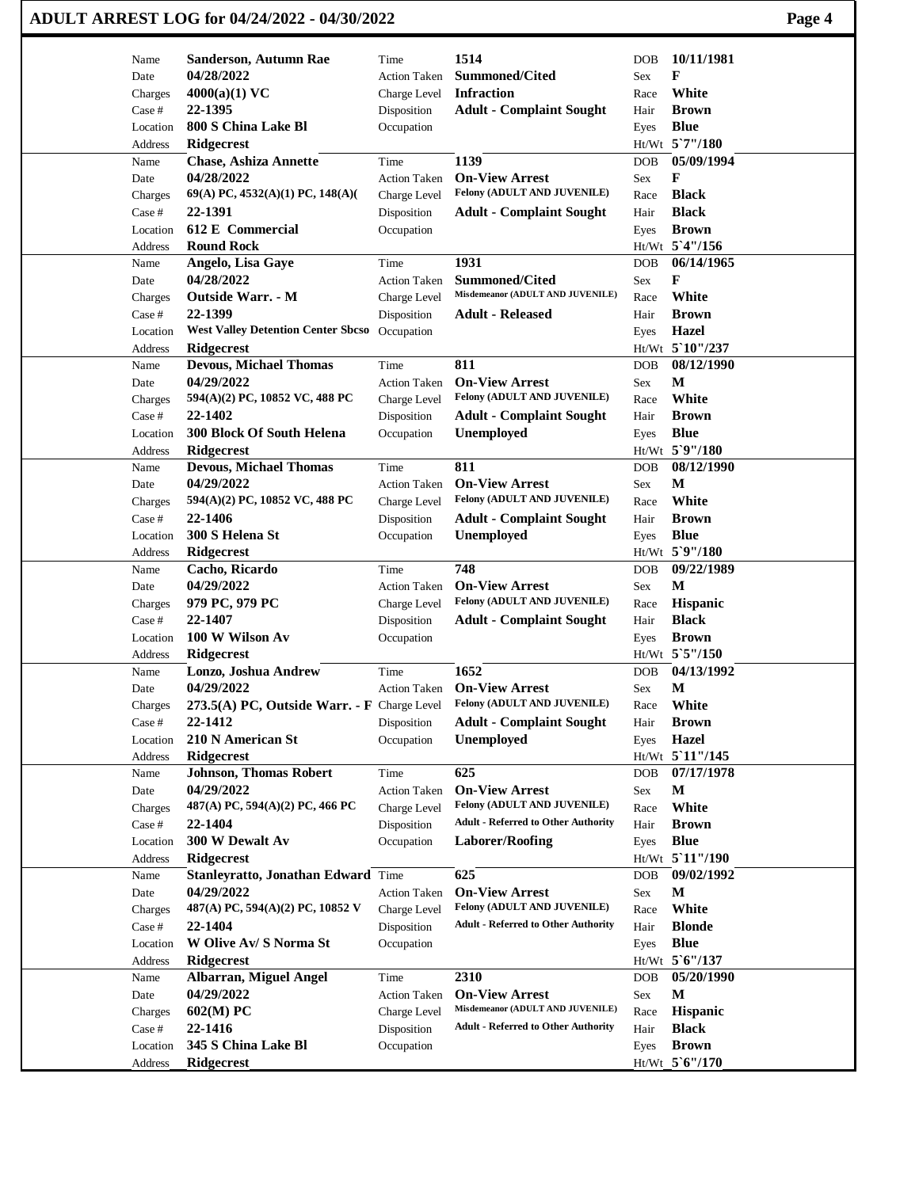# ADULT ARREST LOG for 04/24/2022 - 04/30/2022

| Field | Value | Field | Value | Field | Value |
|---|---|---|---|---|---|
| Name | Sanderson, Autumn Rae | Time | 1514 | DOB | 10/11/1981 |
| Date | 04/28/2022 | Action Taken | Summoned/Cited | Sex | F |
| Charges | 4000(a)(1) VC | Charge Level | Infraction | Race | White |
| Case # | 22-1395 | Disposition | Adult - Complaint Sought | Hair | Brown |
| Location | 800 S China Lake Bl | Occupation | | Eyes | Blue |
| Address | Ridgecrest | | | Ht/Wt | 5`7"/180 |
| Name | Chase, Ashiza Annette | Time | 1139 | DOB | 05/09/1994 |
| Date | 04/28/2022 | Action Taken | On-View Arrest | Sex | F |
| Charges | 69(A) PC, 4532(A)(1) PC, 148(A)( | Charge Level | Felony (ADULT AND JUVENILE) | Race | Black |
| Case # | 22-1391 | Disposition | Adult - Complaint Sought | Hair | Black |
| Location | 612 E Commercial | Occupation | | Eyes | Brown |
| Address | Round Rock | | | Ht/Wt | 5`4"/156 |
| Name | Angelo, Lisa Gaye | Time | 1931 | DOB | 06/14/1965 |
| Date | 04/28/2022 | Action Taken | Summoned/Cited | Sex | F |
| Charges | Outside Warr. - M | Charge Level | Misdemeanor (ADULT AND JUVENILE) | Race | White |
| Case # | 22-1399 | Disposition | Adult - Released | Hair | Brown |
| Location | West Valley Detention Center Sbcso | Occupation | | Eyes | Hazel |
| Address | Ridgecrest | | | Ht/Wt | 5`10"/237 |
| Name | Devous, Michael Thomas | Time | 811 | DOB | 08/12/1990 |
| Date | 04/29/2022 | Action Taken | On-View Arrest | Sex | M |
| Charges | 594(A)(2) PC, 10852 VC, 488 PC | Charge Level | Felony (ADULT AND JUVENILE) | Race | White |
| Case # | 22-1402 | Disposition | Adult - Complaint Sought | Hair | Brown |
| Location | 300 Block Of South Helena | Occupation | Unemployed | Eyes | Blue |
| Address | Ridgecrest | | | Ht/Wt | 5`9"/180 |
| Name | Devous, Michael Thomas | Time | 811 | DOB | 08/12/1990 |
| Date | 04/29/2022 | Action Taken | On-View Arrest | Sex | M |
| Charges | 594(A)(2) PC, 10852 VC, 488 PC | Charge Level | Felony (ADULT AND JUVENILE) | Race | White |
| Case # | 22-1406 | Disposition | Adult - Complaint Sought | Hair | Brown |
| Location | 300 S Helena St | Occupation | Unemployed | Eyes | Blue |
| Address | Ridgecrest | | | Ht/Wt | 5`9"/180 |
| Name | Cacho, Ricardo | Time | 748 | DOB | 09/22/1989 |
| Date | 04/29/2022 | Action Taken | On-View Arrest | Sex | M |
| Charges | 979 PC, 979 PC | Charge Level | Felony (ADULT AND JUVENILE) | Race | Hispanic |
| Case # | 22-1407 | Disposition | Adult - Complaint Sought | Hair | Black |
| Location | 100 W Wilson Av | Occupation | | Eyes | Brown |
| Address | Ridgecrest | | | Ht/Wt | 5`5"/150 |
| Name | Lonzo, Joshua Andrew | Time | 1652 | DOB | 04/13/1992 |
| Date | 04/29/2022 | Action Taken | On-View Arrest | Sex | M |
| Charges | 273.5(A) PC, Outside Warr. - F | Charge Level | Felony (ADULT AND JUVENILE) | Race | White |
| Case # | 22-1412 | Disposition | Adult - Complaint Sought | Hair | Brown |
| Location | 210 N American St | Occupation | Unemployed | Eyes | Hazel |
| Address | Ridgecrest | | | Ht/Wt | 5`11"/145 |
| Name | Johnson, Thomas Robert | Time | 625 | DOB | 07/17/1978 |
| Date | 04/29/2022 | Action Taken | On-View Arrest | Sex | M |
| Charges | 487(A) PC, 594(A)(2) PC, 466 PC | Charge Level | Felony (ADULT AND JUVENILE) | Race | White |
| Case # | 22-1404 | Disposition | Adult - Referred to Other Authority | Hair | Brown |
| Location | 300 W Dewalt Av | Occupation | Laborer/Roofing | Eyes | Blue |
| Address | Ridgecrest | | | Ht/Wt | 5`11"/190 |
| Name | Stanleyratto, Jonathan Edward | Time | 625 | DOB | 09/02/1992 |
| Date | 04/29/2022 | Action Taken | On-View Arrest | Sex | M |
| Charges | 487(A) PC, 594(A)(2) PC, 10852 V | Charge Level | Felony (ADULT AND JUVENILE) | Race | White |
| Case # | 22-1404 | Disposition | Adult - Referred to Other Authority | Hair | Blonde |
| Location | W Olive Av/ S Norma St | Occupation | | Eyes | Blue |
| Address | Ridgecrest | | | Ht/Wt | 5`6"/137 |
| Name | Albarran, Miguel Angel | Time | 2310 | DOB | 05/20/1990 |
| Date | 04/29/2022 | Action Taken | On-View Arrest | Sex | M |
| Charges | 602(M) PC | Charge Level | Misdemeanor (ADULT AND JUVENILE) | Race | Hispanic |
| Case # | 22-1416 | Disposition | Adult - Referred to Other Authority | Hair | Black |
| Location | 345 S China Lake Bl | Occupation | | Eyes | Brown |
| Address | Ridgecrest | | | Ht/Wt | 5`6"/170 |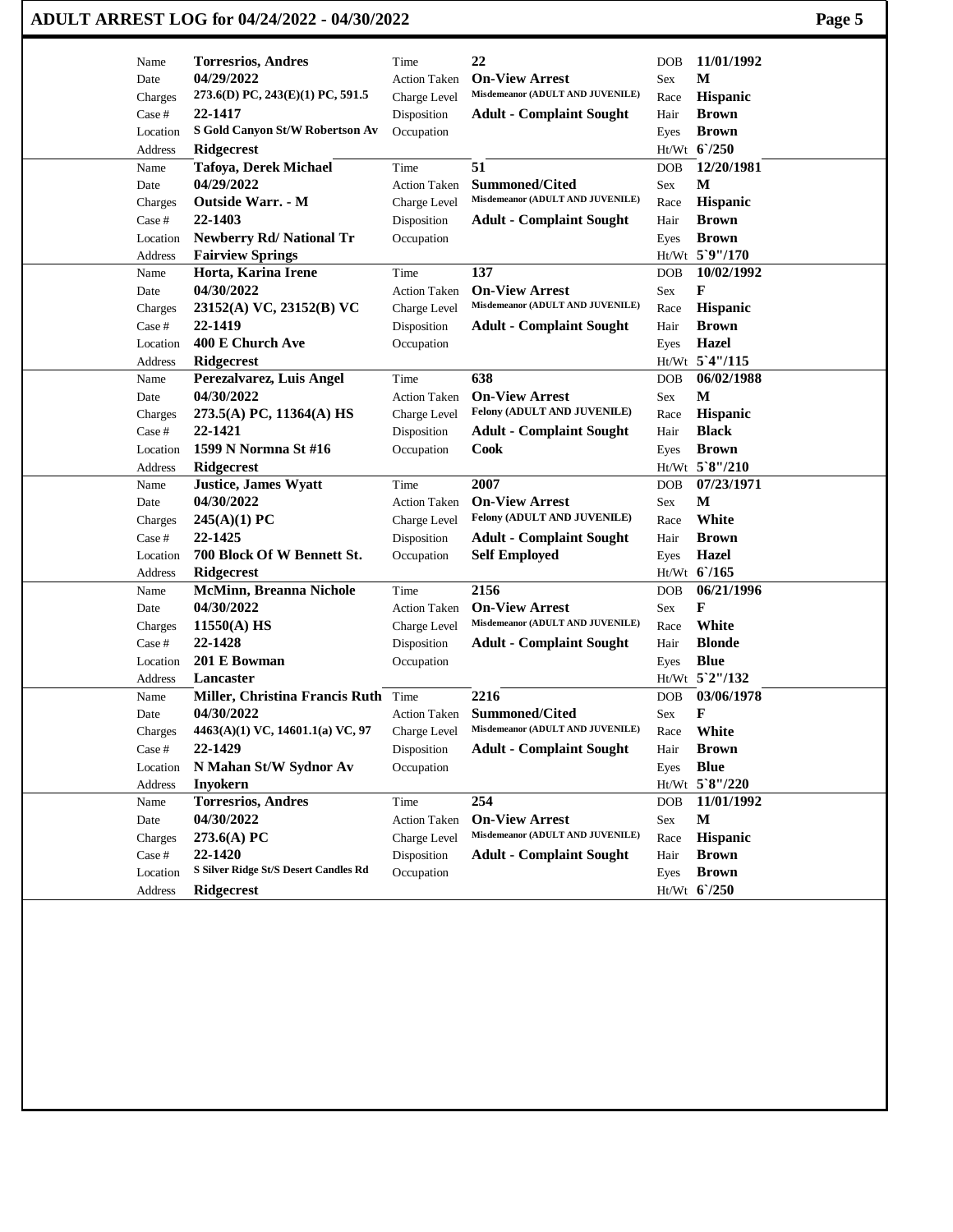# ADULT ARREST LOG for 04/24/2022 - 04/30/2022

| | | | | | |
|---|---|---|---|---|---|
| Name | **Torresrios, Andres** | Time | **22** | DOB | **11/01/1992** |
| Date | **04/29/2022** | Action Taken | **On-View Arrest** | Sex | **M** |
| Charges | **273.6(D) PC, 243(E)(1) PC, 591.5** | Charge Level | **Misdemeanor (ADULT AND JUVENILE)** | Race | **Hispanic** |
| Case # | **22-1417** | Disposition | **Adult - Complaint Sought** | Hair | **Brown** |
| Location | **S Gold Canyon St/W Robertson Av** | Occupation | | Eyes | **Brown** |
| Address | **Ridgecrest** | | | Ht/Wt | **6`/250** |

| | | | | | |
|---|---|---|---|---|---|
| Name | **Tafoya, Derek Michael** | Time | **51** | DOB | **12/20/1981** |
| Date | **04/29/2022** | Action Taken | **Summoned/Cited** | Sex | **M** |
| Charges | **Outside Warr. - M** | Charge Level | **Misdemeanor (ADULT AND JUVENILE)** | Race | **Hispanic** |
| Case # | **22-1403** | Disposition | **Adult - Complaint Sought** | Hair | **Brown** |
| Location | **Newberry Rd/ National Tr** | Occupation | | Eyes | **Brown** |
| Address | **Fairview Springs** | | | Ht/Wt | **5`9"/170** |

| | | | | | |
|---|---|---|---|---|---|
| Name | **Horta, Karina Irene** | Time | **137** | DOB | **10/02/1992** |
| Date | **04/30/2022** | Action Taken | **On-View Arrest** | Sex | **F** |
| Charges | **23152(A) VC, 23152(B) VC** | Charge Level | **Misdemeanor (ADULT AND JUVENILE)** | Race | **Hispanic** |
| Case # | **22-1419** | Disposition | **Adult - Complaint Sought** | Hair | **Brown** |
| Location | **400 E Church Ave** | Occupation | | Eyes | **Hazel** |
| Address | **Ridgecrest** | | | Ht/Wt | **5`4"/115** |

| | | | | | |
|---|---|---|---|---|---|
| Name | **Perezalvarez, Luis Angel** | Time | **638** | DOB | **06/02/1988** |
| Date | **04/30/2022** | Action Taken | **On-View Arrest** | Sex | **M** |
| Charges | **273.5(A) PC, 11364(A) HS** | Charge Level | **Felony (ADULT AND JUVENILE)** | Race | **Hispanic** |
| Case # | **22-1421** | Disposition | **Adult - Complaint Sought** | Hair | **Black** |
| Location | **1599 N Normna St #16** | Occupation | **Cook** | Eyes | **Brown** |
| Address | **Ridgecrest** | | | Ht/Wt | **5`8"/210** |

| | | | | | |
|---|---|---|---|---|---|
| Name | **Justice, James Wyatt** | Time | **2007** | DOB | **07/23/1971** |
| Date | **04/30/2022** | Action Taken | **On-View Arrest** | Sex | **M** |
| Charges | **245(A)(1) PC** | Charge Level | **Felony (ADULT AND JUVENILE)** | Race | **White** |
| Case # | **22-1425** | Disposition | **Adult - Complaint Sought** | Hair | **Brown** |
| Location | **700 Block Of W Bennett St.** | Occupation | **Self Employed** | Eyes | **Hazel** |
| Address | **Ridgecrest** | | | Ht/Wt | **6`/165** |

| | | | | | |
|---|---|---|---|---|---|
| Name | **McMinn, Breanna Nichole** | Time | **2156** | DOB | **06/21/1996** |
| Date | **04/30/2022** | Action Taken | **On-View Arrest** | Sex | **F** |
| Charges | **11550(A) HS** | Charge Level | **Misdemeanor (ADULT AND JUVENILE)** | Race | **White** |
| Case # | **22-1428** | Disposition | **Adult - Complaint Sought** | Hair | **Blonde** |
| Location | **201 E Bowman** | Occupation | | Eyes | **Blue** |
| Address | **Lancaster** | | | Ht/Wt | **5`2"/132** |

| | | | | | |
|---|---|---|---|---|---|
| Name | **Miller, Christina Francis Ruth** | Time | **2216** | DOB | **03/06/1978** |
| Date | **04/30/2022** | Action Taken | **Summoned/Cited** | Sex | **F** |
| Charges | **4463(A)(1) VC, 14601.1(a) VC, 97** | Charge Level | **Misdemeanor (ADULT AND JUVENILE)** | Race | **White** |
| Case # | **22-1429** | Disposition | **Adult - Complaint Sought** | Hair | **Brown** |
| Location | **N Mahan St/W Sydnor Av** | Occupation | | Eyes | **Blue** |
| Address | **Inyokern** | | | Ht/Wt | **5`8"/220** |

| | | | | | |
|---|---|---|---|---|---|
| Name | **Torresrios, Andres** | Time | **254** | DOB | **11/01/1992** |
| Date | **04/30/2022** | Action Taken | **On-View Arrest** | Sex | **M** |
| Charges | **273.6(A) PC** | Charge Level | **Misdemeanor (ADULT AND JUVENILE)** | Race | **Hispanic** |
| Case # | **22-1420** | Disposition | **Adult - Complaint Sought** | Hair | **Brown** |
| Location | **S Silver Ridge St/S Desert Candles Rd** | Occupation | | Eyes | **Brown** |
| Address | **Ridgecrest** | | | Ht/Wt | **6`/250** |